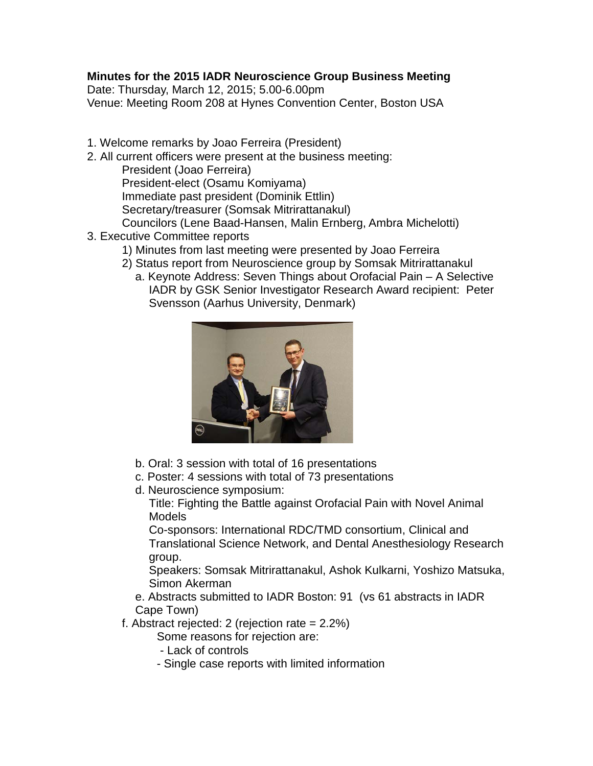**Minutes for the 2015 IADR Neuroscience Group Business Meeting**

Date: Thursday, March 12, 2015; 5.00-6.00pm

Venue: Meeting Room 208 at Hynes Convention Center, Boston USA

1. Welcome remarks by Joao Ferreira (President)
2. All current officers were present at the business meeting:
   - President (Joao Ferreira)
   - President-elect (Osamu Komiyama)
   - Immediate past president (Dominik Ettlin)
   - Secretary/treasurer (Somsak Mitrirattanakul)
   - Councilors (Lene Baad-Hansen, Malin Ernberg, Ambra Michelotti)
3. Executive Committee reports
   1) Minutes from last meeting were presented by Joao Ferreira
   2) Status report from Neuroscience group by Somsak Mitrirattanakul
      - a. Keynote Address: Seven Things about Orofacial Pain – A Selective IADR by GSK Senior Investigator Research Award recipient: Peter Svensson (Aarhus University, Denmark)
      - b. Oral: 3 session with total of 16 presentations
      - c. Poster: 4 sessions with total of 73 presentations
      - d. Neuroscience symposium:
        Title: Fighting the Battle against Orofacial Pain with Novel Animal Models
        Co-sponsors: International RDC/TMD consortium, Clinical and Translational Science Network, and Dental Anesthesiology Research group.
        Speakers: Somsak Mitrirattanakul, Ashok Kulkarni, Yoshizo Matsuka, Simon Akerman
      - e. Abstracts submitted to IADR Boston: 91 (vs 61 abstracts in IADR Cape Town)
      - f. Abstract rejected: 2 (rejection rate = 2.2%)
        Some reasons for rejection are:
        - Lack of controls
        - Single case reports with limited information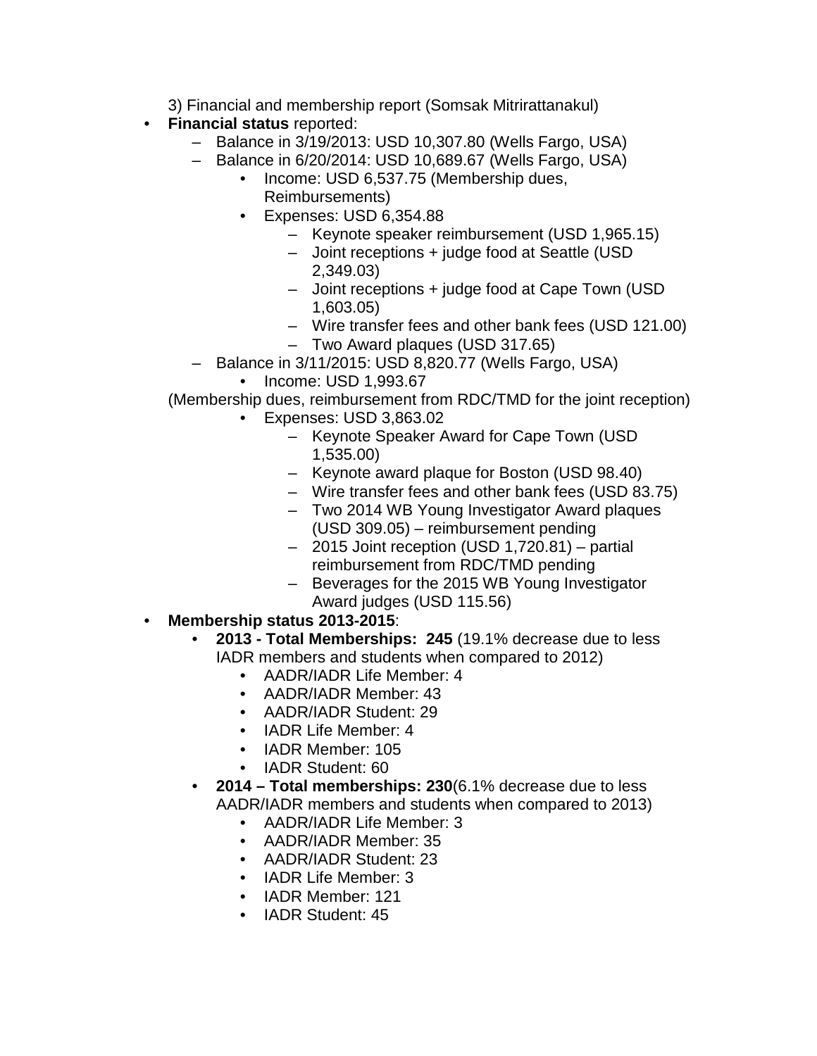3) Financial and membership report (Somsak Mitrirattanakul)

- **Financial status** reported:
  - Balance in 3/19/2013: USD 10,307.80 (Wells Fargo, USA)
  - Balance in 6/20/2014: USD 10,689.67 (Wells Fargo, USA)
    - Income: USD 6,537.75 (Membership dues, Reimbursements)
    - Expenses: USD 6,354.88
      - Keynote speaker reimbursement (USD 1,965.15)
      - Joint receptions + judge food at Seattle (USD 2,349.03)
      - Joint receptions + judge food at Cape Town (USD 1,603.05)
      - Wire transfer fees and other bank fees (USD 121.00)
      - Two Award plaques (USD 317.65)
  - Balance in 3/11/2015: USD 8,820.77 (Wells Fargo, USA)
    - Income: USD 1,993.67

    (Membership dues, reimbursement from RDC/TMD for the joint reception)
    - Expenses: USD 3,863.02
      - Keynote Speaker Award for Cape Town (USD 1,535.00)
      - Keynote award plaque for Boston (USD 98.40)
      - Wire transfer fees and other bank fees (USD 83.75)
      - Two 2014 WB Young Investigator Award plaques (USD 309.05) – reimbursement pending
      - 2015 Joint reception (USD 1,720.81) – partial reimbursement from RDC/TMD pending
      - Beverages for the 2015 WB Young Investigator Award judges (USD 115.56)
- **Membership status 2013-2015**:
  - **2013 - Total Memberships: 245** (19.1% decrease due to less IADR members and students when compared to 2012)
    - AADR/IADR Life Member: 4
    - AADR/IADR Member: 43
    - AADR/IADR Student: 29
    - IADR Life Member: 4
    - IADR Member: 105
    - IADR Student: 60
  - **2014 – Total memberships: 230**(6.1% decrease due to less AADR/IADR members and students when compared to 2013)
    - AADR/IADR Life Member: 3
    - AADR/IADR Member: 35
    - AADR/IADR Student: 23
    - IADR Life Member: 3
    - IADR Member: 121
    - IADR Student: 45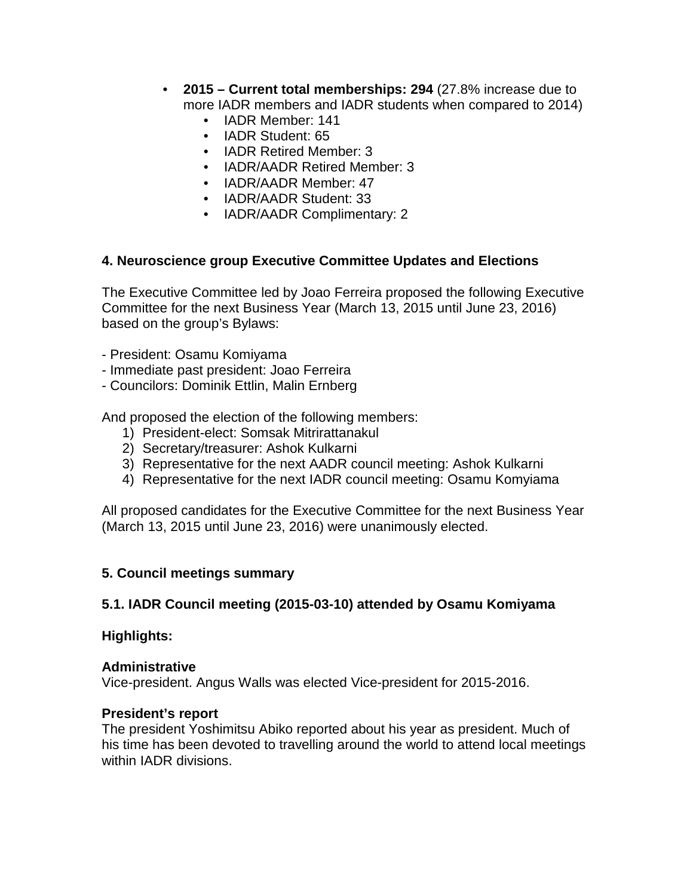- **2015 – Current total memberships: 294** (27.8% increase due to more IADR members and IADR students when compared to 2014)
    - IADR Member: 141
    - IADR Student: 65
    - IADR Retired Member: 3
    - IADR/AADR Retired Member: 3
    - IADR/AADR Member: 47
    - IADR/AADR Student: 33
    - IADR/AADR Complimentary: 2

## 4. Neuroscience group Executive Committee Updates and Elections

The Executive Committee led by Joao Ferreira proposed the following Executive Committee for the next Business Year (March 13, 2015 until June 23, 2016) based on the group's Bylaws:

- President: Osamu Komiyama
- Immediate past president: Joao Ferreira
- Councilors: Dominik Ettlin, Malin Ernberg

And proposed the election of the following members:

1) President-elect: Somsak Mitrirattanakul
2) Secretary/treasurer: Ashok Kulkarni
3) Representative for the next AADR council meeting: Ashok Kulkarni
4) Representative for the next IADR council meeting: Osamu Komyiama

All proposed candidates for the Executive Committee for the next Business Year (March 13, 2015 until June 23, 2016) were unanimously elected.

## 5. Council meetings summary

### 5.1. IADR Council meeting (2015-03-10) attended by Osamu Komiyama

**Highlights:**

**Administrative**
Vice-president. Angus Walls was elected Vice-president for 2015-2016.

**President's report**
The president Yoshimitsu Abiko reported about his year as president. Much of his time has been devoted to travelling around the world to attend local meetings within IADR divisions.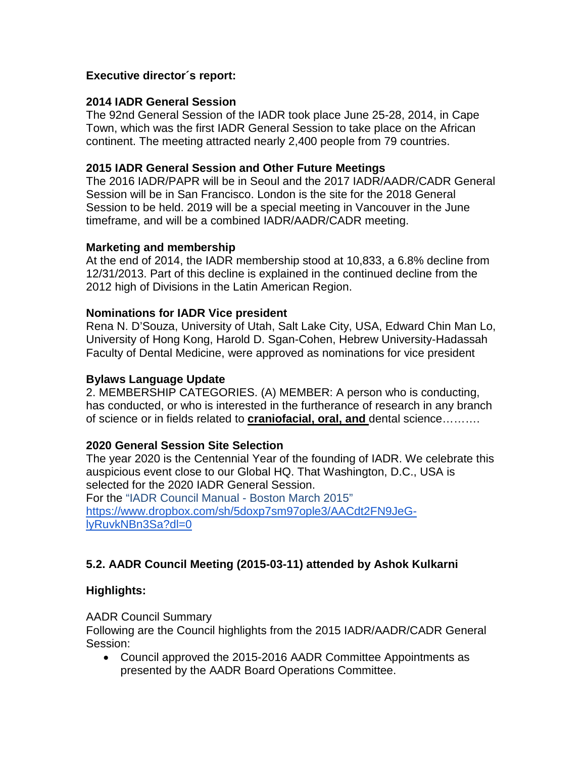**Executive director´s report:**

**2014 IADR General Session**

The 92nd General Session of the IADR took place June 25-28, 2014, in Cape Town, which was the first IADR General Session to take place on the African continent. The meeting attracted nearly 2,400 people from 79 countries.

**2015 IADR General Session and Other Future Meetings**

The 2016 IADR/PAPR will be in Seoul and the 2017 IADR/AADR/CADR General Session will be in San Francisco. London is the site for the 2018 General Session to be held. 2019 will be a special meeting in Vancouver in the June timeframe, and will be a combined IADR/AADR/CADR meeting.

**Marketing and membership**

At the end of 2014, the IADR membership stood at 10,833, a 6.8% decline from 12/31/2013. Part of this decline is explained in the continued decline from the 2012 high of Divisions in the Latin American Region.

**Nominations for IADR Vice president**

Rena N. D'Souza, University of Utah, Salt Lake City, USA, Edward Chin Man Lo, University of Hong Kong, Harold D. Sgan-Cohen, Hebrew University-Hadassah Faculty of Dental Medicine, were approved as nominations for vice president

**Bylaws Language Update**

2. MEMBERSHIP CATEGORIES. (A) MEMBER: A person who is conducting, has conducted, or who is interested in the furtherance of research in any branch of science or in fields related to **craniofacial, oral, and** dental science……….

**2020 General Session Site Selection**

The year 2020 is the Centennial Year of the founding of IADR. We celebrate this auspicious event close to our Global HQ. That Washington, D.C., USA is selected for the 2020 IADR General Session.

For the "IADR Council Manual - Boston March 2015" https://www.dropbox.com/sh/5doxp7sm97ople3/AACdt2FN9JeG-lyRuvkNBn3Sa?dl=0

**5.2. AADR Council Meeting (2015-03-11) attended by Ashok Kulkarni**

**Highlights:**

AADR Council Summary

Following are the Council highlights from the 2015 IADR/AADR/CADR General Session:

- Council approved the 2015-2016 AADR Committee Appointments as presented by the AADR Board Operations Committee.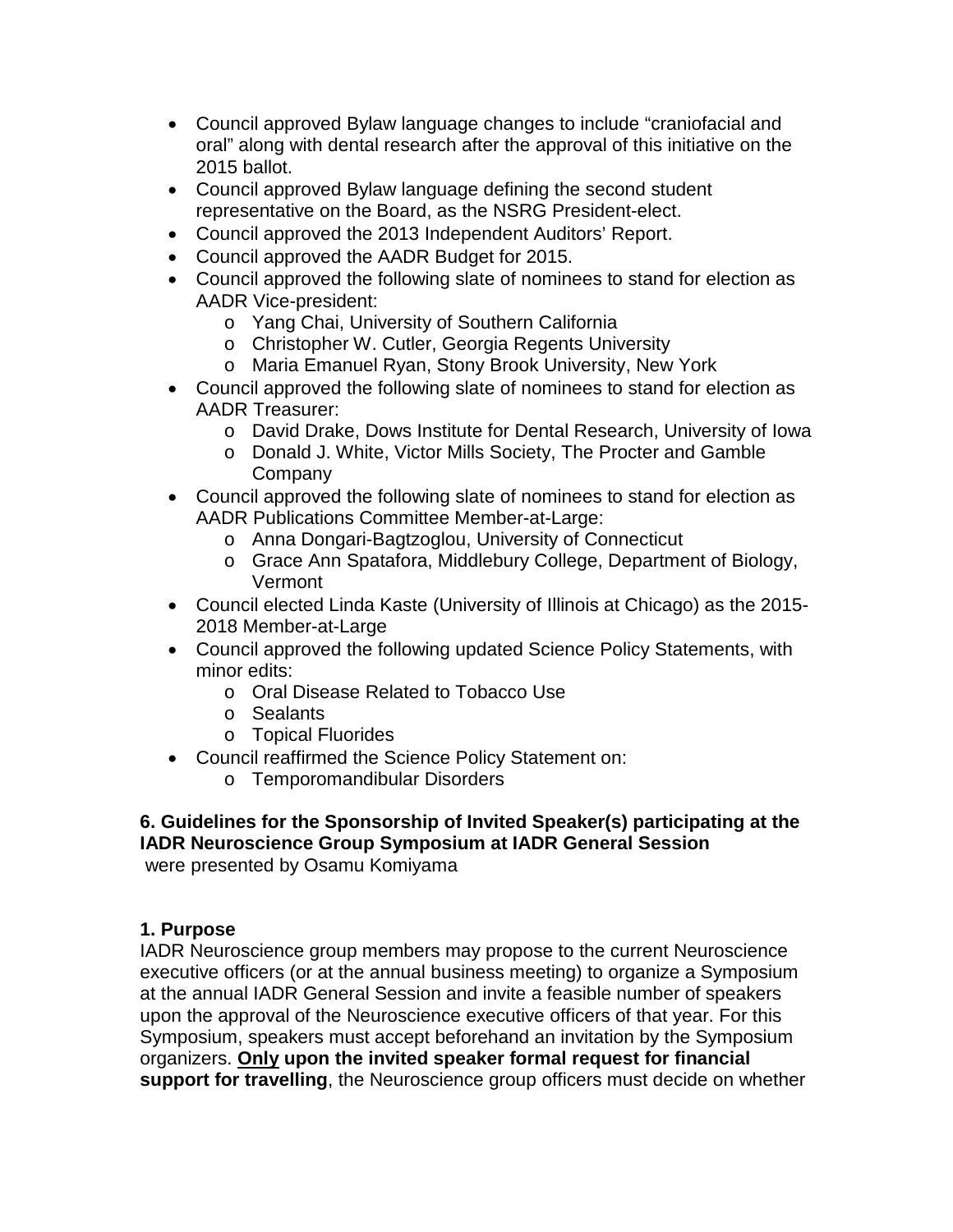- Council approved Bylaw language changes to include "craniofacial and oral" along with dental research after the approval of this initiative on the 2015 ballot.
- Council approved Bylaw language defining the second student representative on the Board, as the NSRG President-elect.
- Council approved the 2013 Independent Auditors' Report.
- Council approved the AADR Budget for 2015.
- Council approved the following slate of nominees to stand for election as AADR Vice-president:
  - Yang Chai, University of Southern California
  - Christopher W. Cutler, Georgia Regents University
  - Maria Emanuel Ryan, Stony Brook University, New York
- Council approved the following slate of nominees to stand for election as AADR Treasurer:
  - David Drake, Dows Institute for Dental Research, University of Iowa
  - Donald J. White, Victor Mills Society, The Procter and Gamble Company
- Council approved the following slate of nominees to stand for election as AADR Publications Committee Member-at-Large:
  - Anna Dongari-Bagtzoglou, University of Connecticut
  - Grace Ann Spatafora, Middlebury College, Department of Biology, Vermont
- Council elected Linda Kaste (University of Illinois at Chicago) as the 2015-2018 Member-at-Large
- Council approved the following updated Science Policy Statements, with minor edits:
  - Oral Disease Related to Tobacco Use
  - Sealants
  - Topical Fluorides
- Council reaffirmed the Science Policy Statement on:
  - Temporomandibular Disorders

**6. Guidelines for the Sponsorship of Invited Speaker(s) participating at the IADR Neuroscience Group Symposium at IADR General Session**
were presented by Osamu Komiyama

**1. Purpose**
IADR Neuroscience group members may propose to the current Neuroscience executive officers (or at the annual business meeting) to organize a Symposium at the annual IADR General Session and invite a feasible number of speakers upon the approval of the Neuroscience executive officers of that year. For this Symposium, speakers must accept beforehand an invitation by the Symposium organizers. **<u>Only</u> upon the invited speaker formal request for financial support for travelling**, the Neuroscience group officers must decide on whether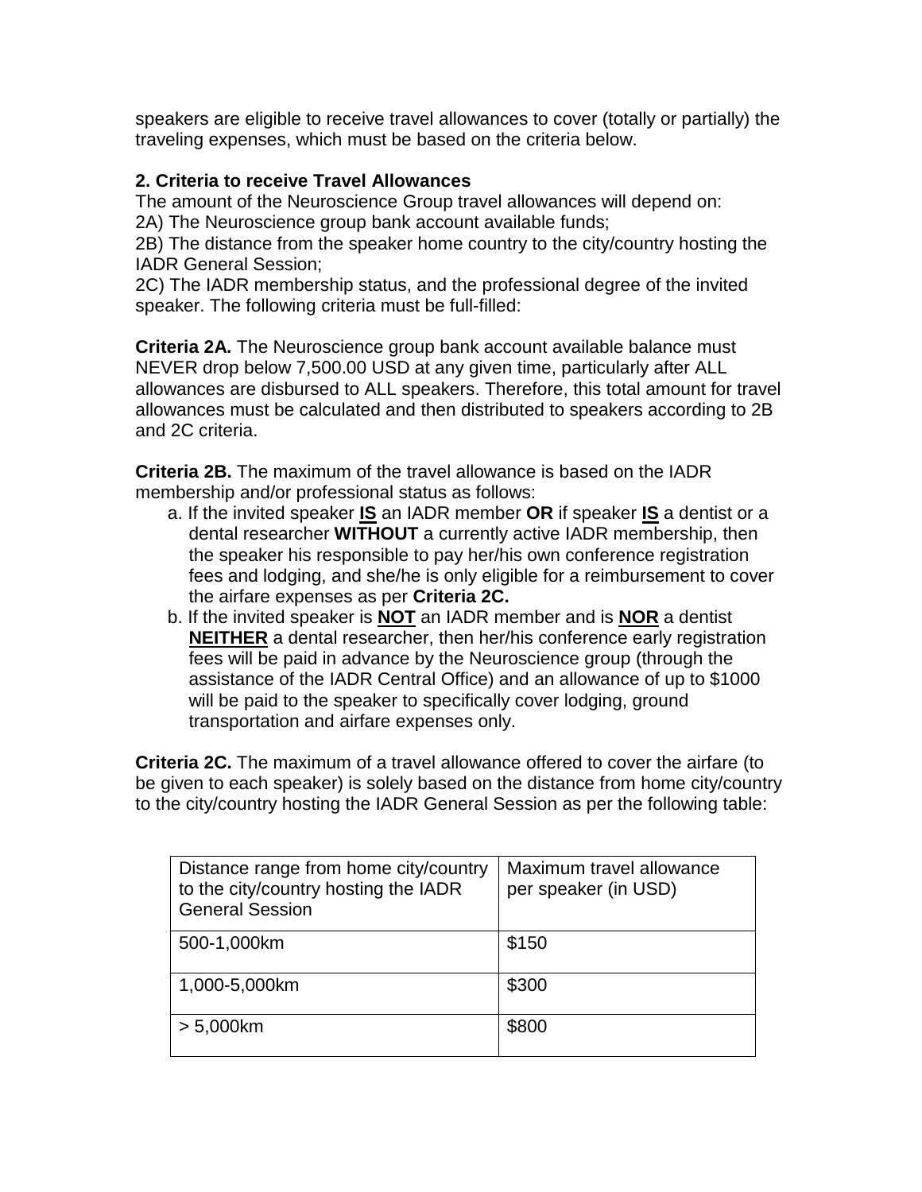speakers are eligible to receive travel allowances to cover (totally or partially) the traveling expenses, which must be based on the criteria below.

**2. Criteria to receive Travel Allowances**

The amount of the Neuroscience Group travel allowances will depend on:

2A) The Neuroscience group bank account available funds;

2B) The distance from the speaker home country to the city/country hosting the IADR General Session;

2C) The IADR membership status, and the professional degree of the invited speaker. The following criteria must be full-filled:

**Criteria 2A.** The Neuroscience group bank account available balance must NEVER drop below 7,500.00 USD at any given time, particularly after ALL allowances are disbursed to ALL speakers. Therefore, this total amount for travel allowances must be calculated and then distributed to speakers according to 2B and 2C criteria.

**Criteria 2B.** The maximum of the travel allowance is based on the IADR membership and/or professional status as follows:

a. If the invited speaker **IS** an IADR member **OR** if speaker **IS** a dentist or a dental researcher **WITHOUT** a currently active IADR membership, then the speaker his responsible to pay her/his own conference registration fees and lodging, and she/he is only eligible for a reimbursement to cover the airfare expenses as per **Criteria 2C.**

b. If the invited speaker is **NOT** an IADR member and is **NOR** a dentist **NEITHER** a dental researcher, then her/his conference early registration fees will be paid in advance by the Neuroscience group (through the assistance of the IADR Central Office) and an allowance of up to $1000 will be paid to the speaker to specifically cover lodging, ground transportation and airfare expenses only.

**Criteria 2C.** The maximum of a travel allowance offered to cover the airfare (to be given to each speaker) is solely based on the distance from home city/country to the city/country hosting the IADR General Session as per the following table:

| Distance range from home city/country to the city/country hosting the IADR General Session | Maximum travel allowance per speaker (in USD) |
|---|---|
| 500-1,000km | $150 |
| 1,000-5,000km | $300 |
| > 5,000km | $800 |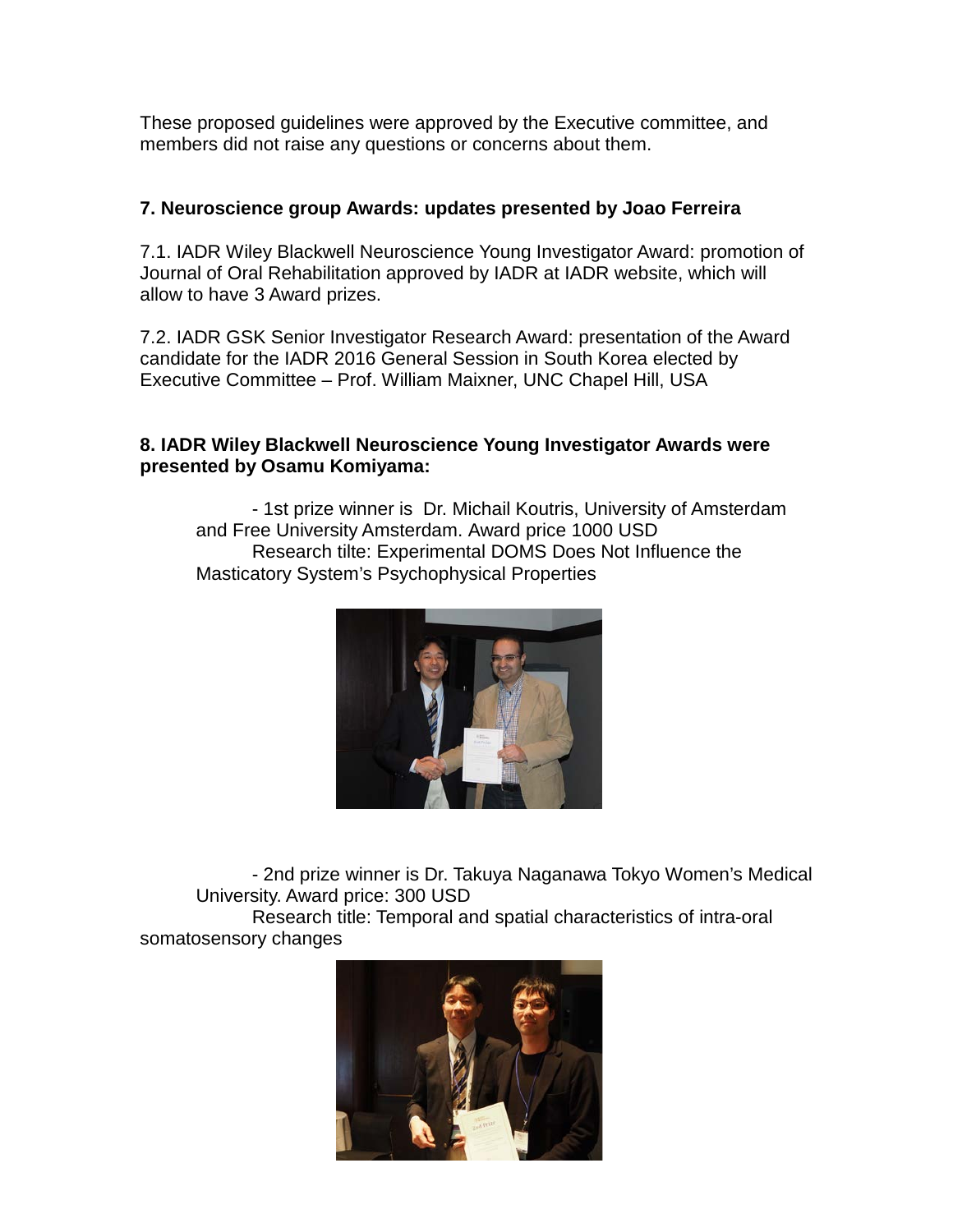These proposed guidelines were approved by the Executive committee, and members did not raise any questions or concerns about them.

**7. Neuroscience group Awards: updates presented by Joao Ferreira**

7.1. IADR Wiley Blackwell Neuroscience Young Investigator Award: promotion of Journal of Oral Rehabilitation approved by IADR at IADR website, which will allow to have 3 Award prizes.

7.2. IADR GSK Senior Investigator Research Award: presentation of the Award candidate for the IADR 2016 General Session in South Korea elected by Executive Committee – Prof. William Maixner, UNC Chapel Hill, USA

**8. IADR Wiley Blackwell Neuroscience Young Investigator Awards were presented by Osamu Komiyama:**

- 1st prize winner is Dr. Michail Koutris, University of Amsterdam and Free University Amsterdam. Award price 1000 USD
  Research tilte: Experimental DOMS Does Not Influence the Masticatory System's Psychophysical Properties

- 2nd prize winner is Dr. Takuya Naganawa Tokyo Women's Medical University. Award price: 300 USD
  Research title: Temporal and spatial characteristics of intra-oral somatosensory changes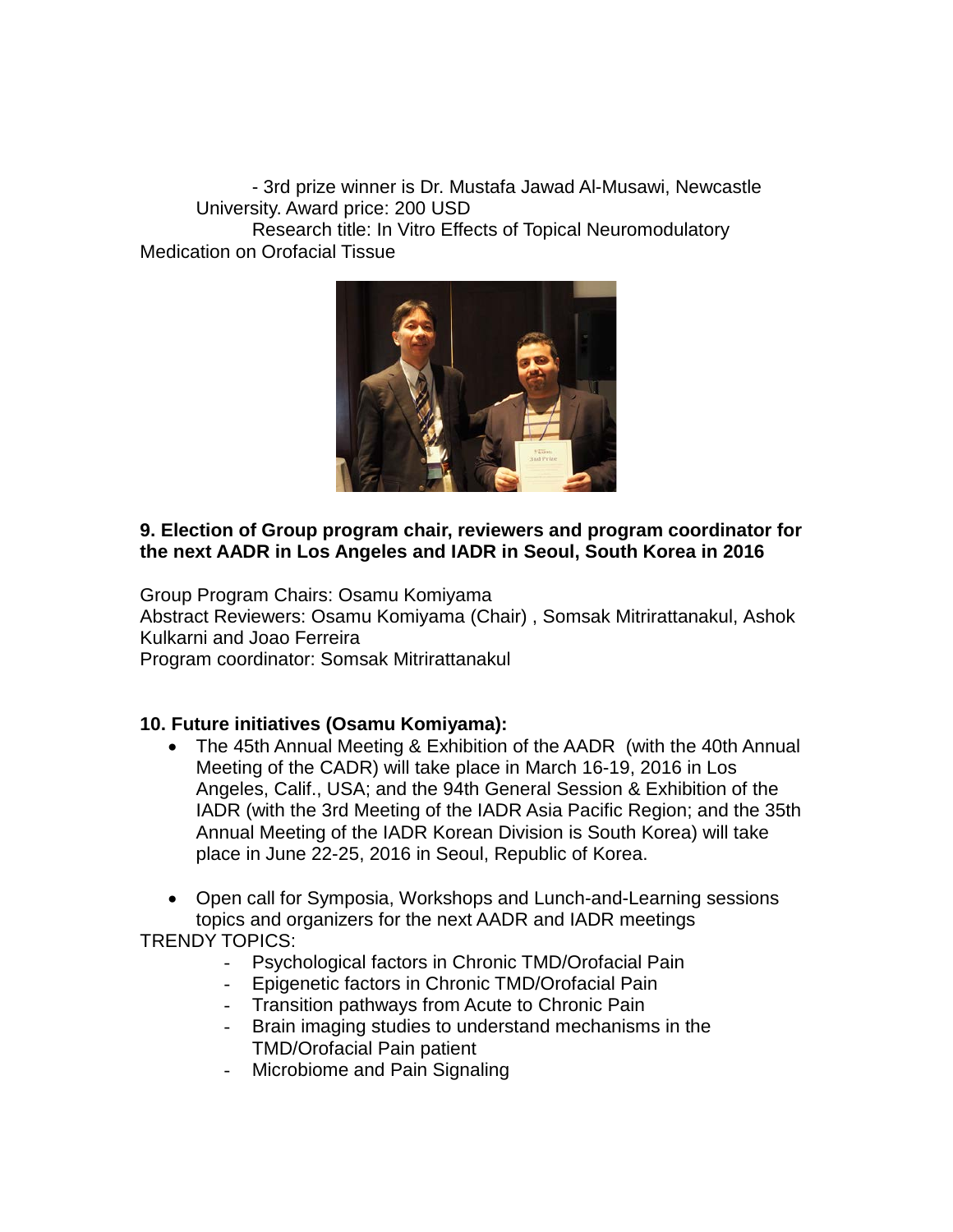- 3rd prize winner is Dr. Mustafa Jawad Al-Musawi, Newcastle University. Award price: 200 USD

Research title: In Vitro Effects of Topical Neuromodulatory Medication on Orofacial Tissue

**9. Election of Group program chair, reviewers and program coordinator for the next AADR in Los Angeles and IADR in Seoul, South Korea in 2016**

Group Program Chairs: Osamu Komiyama
Abstract Reviewers: Osamu Komiyama (Chair) , Somsak Mitrirattanakul, Ashok Kulkarni and Joao Ferreira
Program coordinator: Somsak Mitrirattanakul

**10. Future initiatives (Osamu Komiyama):**

- The 45th Annual Meeting & Exhibition of the AADR (with the 40th Annual Meeting of the CADR) will take place in March 16-19, 2016 in Los Angeles, Calif., USA; and the 94th General Session & Exhibition of the IADR (with the 3rd Meeting of the IADR Asia Pacific Region; and the 35th Annual Meeting of the IADR Korean Division is South Korea) will take place in June 22-25, 2016 in Seoul, Republic of Korea.

- Open call for Symposia, Workshops and Lunch-and-Learning sessions topics and organizers for the next AADR and IADR meetings

TRENDY TOPICS:

- Psychological factors in Chronic TMD/Orofacial Pain
- Epigenetic factors in Chronic TMD/Orofacial Pain
- Transition pathways from Acute to Chronic Pain
- Brain imaging studies to understand mechanisms in the TMD/Orofacial Pain patient
- Microbiome and Pain Signaling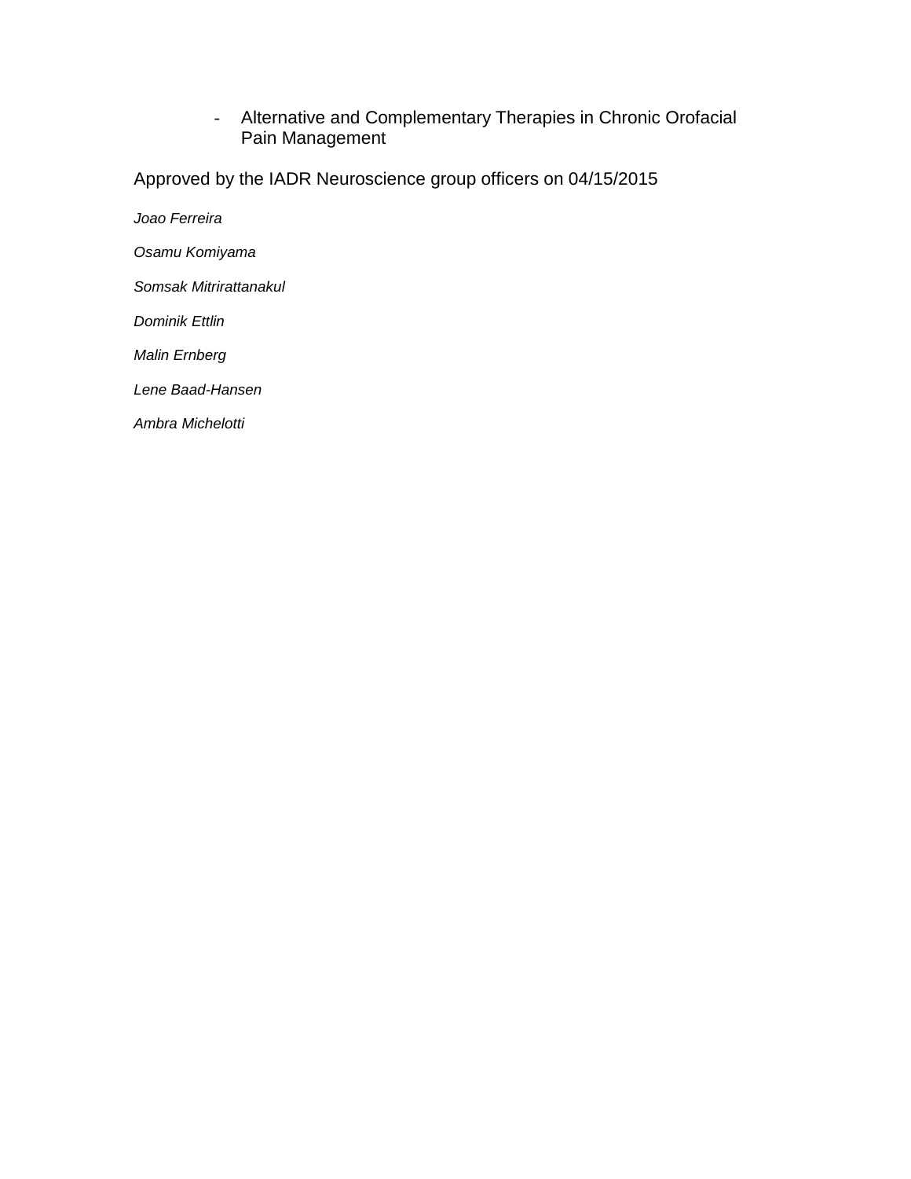- Alternative and Complementary Therapies in Chronic Orofacial Pain Management

Approved by the IADR Neuroscience group officers on 04/15/2015

*Joao Ferreira*

*Osamu Komiyama*

*Somsak Mitrirattanakul*

*Dominik Ettlin*

*Malin Ernberg*

*Lene Baad-Hansen*

*Ambra Michelotti*